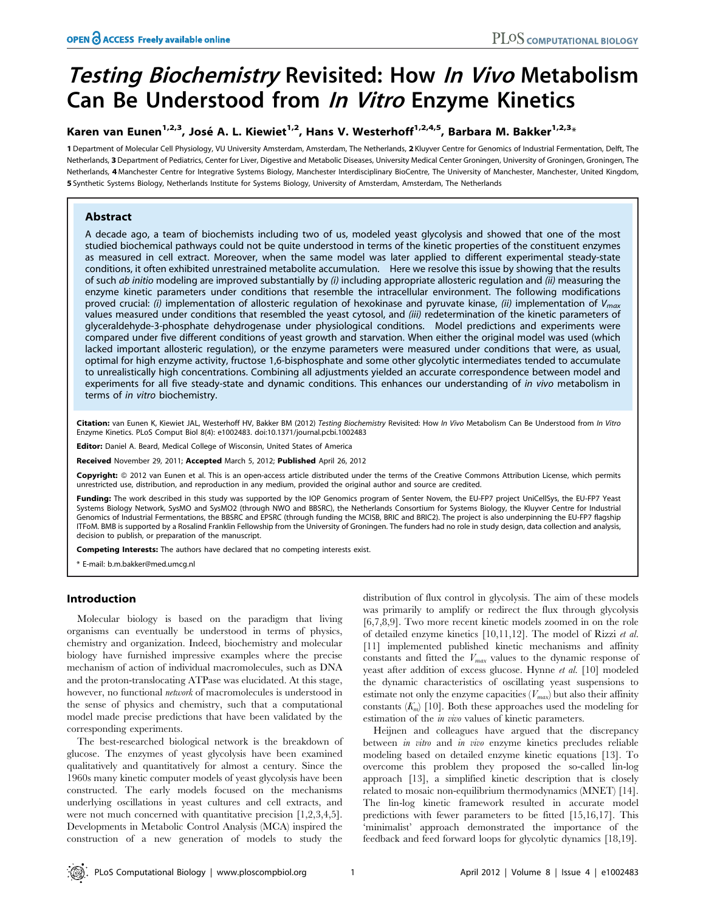# *Testing Biochemistry* Revisited: How *In Vivo* Metabolism Can Be Understood from *In Vitro* Enzyme Kinetics

**Karen van Eunen[1,2,3], José A. L. Kiewiet[1,2], Hans V. Westerhoff[1,2,4,5], Barbara M. Bakker[1,2,3]***

1 Department of Molecular Cell Physiology, VU University Amsterdam, Amsterdam, The Netherlands, 2 Kluyver Centre for Genomics of Industrial Fermentation, Delft, The Netherlands, 3 Department of Pediatrics, Center for Liver, Digestive and Metabolic Diseases, University Medical Center Groningen, University of Groningen, Groningen, The Netherlands, 4 Manchester Centre for Integrative Systems Biology, Manchester Interdisciplinary BioCentre, The University of Manchester, Manchester, United Kingdom, 5 Synthetic Systems Biology, Netherlands Institute for Systems Biology, University of Amsterdam, Amsterdam, The Netherlands

## Abstract

A decade ago, a team of biochemists including two of us, modeled yeast glycolysis and showed that one of the most studied biochemical pathways could not be quite understood in terms of the kinetic properties of the constituent enzymes as measured in cell extract. Moreover, when the same model was later applied to different experimental steady-state conditions, it often exhibited unrestrained metabolite accumulation. Here we resolve this issue by showing that the results of such *ab initio* modeling are improved substantially by *(i)* including appropriate allosteric regulation and *(ii)* measuring the enzyme kinetic parameters under conditions that resemble the intracellular environment. The following modifications proved crucial: *(i)* implementation of allosteric regulation of hexokinase and pyruvate kinase, *(ii)* implementation of $V_{max}$ values measured under conditions that resembled the yeast cytosol, and *(iii)* redetermination of the kinetic parameters of glyceraldehyde-3-phosphate dehydrogenase under physiological conditions. Model predictions and experiments were compared under five different conditions of yeast growth and starvation. When either the original model was used (which lacked important allosteric regulation), or the enzyme parameters were measured under conditions that were, as usual, optimal for high enzyme activity, fructose 1,6-bisphosphate and some other glycolytic intermediates tended to accumulate to unrealistically high concentrations. Combining all adjustments yielded an accurate correspondence between model and experiments for all five steady-state and dynamic conditions. This enhances our understanding of *in vivo* metabolism in terms of *in vitro* biochemistry.

**Citation:** van Eunen K, Kiewiet JAL, Westerhoff HV, Bakker BM (2012) *Testing Biochemistry* Revisited: How *In Vivo* Metabolism Can Be Understood from *In Vitro* Enzyme Kinetics. PLoS Comput Biol 8(4): e1002483. doi:10.1371/journal.pcbi.1002483

**Editor:** Daniel A. Beard, Medical College of Wisconsin, United States of America

**Received** November 29, 2011; **Accepted** March 5, 2012; **Published** April 26, 2012

**Copyright:** © 2012 van Eunen et al. This is an open-access article distributed under the terms of the Creative Commons Attribution License, which permits unrestricted use, distribution, and reproduction in any medium, provided the original author and source are credited.

**Funding:** The work described in this study was supported by the IOP Genomics program of Senter Novem, the EU-FP7 project UniCellSys, the EU-FP7 Yeast Systems Biology Network, SysMO and SysMO2 (through NWO and BBSRC), the Netherlands Consortium for Systems Biology, the Kluyver Centre for Industrial Genomics of Industrial Fermentations, the BBSRC and EPSRC (through funding the MCISB, BRIC and BRIC2). The project is also underpinning the EU-FP7 flagship ITFoM. BMB is supported by a Rosalind Franklin Fellowship from the University of Groningen. The funders had no role in study design, data collection and analysis, decision to publish, or preparation of the manuscript.

**Competing Interests:** The authors have declared that no competing interests exist.

* E-mail: b.m.bakker@med.umcg.nl

## Introduction

Molecular biology is based on the paradigm that living organisms can eventually be understood in terms of physics, chemistry and organization. Indeed, biochemistry and molecular biology have furnished impressive examples where the precise mechanism of action of individual macromolecules, such as DNA and the proton-translocating ATPase was elucidated. At this stage, however, no functional *network* of macromolecules is understood in the sense of physics and chemistry, such that a computational model made precise predictions that have been validated by the corresponding experiments.

The best-researched biological network is the breakdown of glucose. The enzymes of yeast glycolysis have been examined qualitatively and quantitatively for almost a century. Since the 1960s many kinetic computer models of yeast glycolysis have been constructed. The early models focused on the mechanisms underlying oscillations in yeast cultures and cell extracts, and were not much concerned with quantitative precision [1,2,3,4,5]. Developments in Metabolic Control Analysis (MCA) inspired the construction of a new generation of models to study the distribution of flux control in glycolysis. The aim of these models was primarily to amplify or redirect the flux through glycolysis [6,7,8,9]. Two more recent kinetic models zoomed in on the role of detailed enzyme kinetics [10,11,12]. The model of Rizzi *et al.* [11] implemented published kinetic mechanisms and affinity constants and fitted the $V_{max}$ values to the dynamic response of yeast after addition of excess glucose. Hynne *et al.* [10] modeled the dynamic characteristics of oscillating yeast suspensions to estimate not only the enzyme capacities ($V_{max}$) but also their affinity constants ($K_m$) [10]. Both these approaches used the modeling for estimation of the *in vivo* values of kinetic parameters.

Heijnen and colleagues have argued that the discrepancy between *in vitro* and *in vivo* enzyme kinetics precludes reliable modeling based on detailed enzyme kinetic equations [13]. To overcome this problem they proposed the so-called lin-log approach [13], a simplified kinetic description that is closely related to mosaic non-equilibrium thermodynamics (MNET) [14]. The lin-log kinetic framework resulted in accurate model predictions with fewer parameters to be fitted [15,16,17]. This 'minimalist' approach demonstrated the importance of the feedback and feed forward loops for glycolytic dynamics [18,19].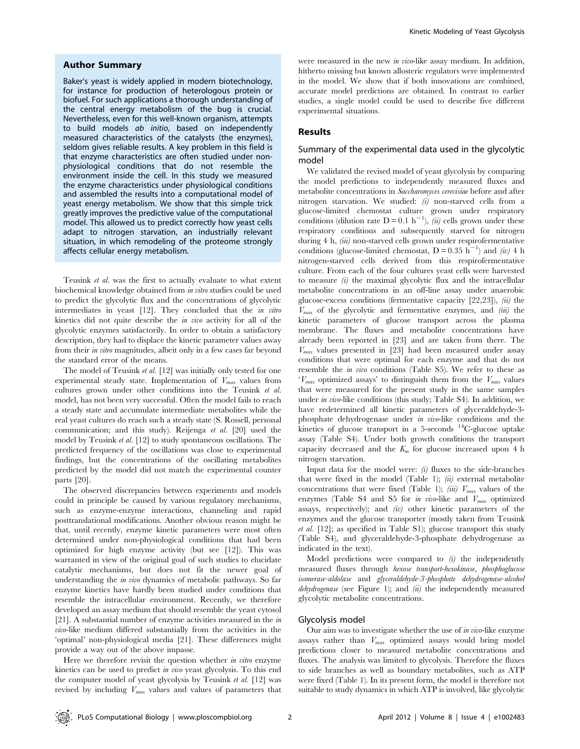## Author Summary

Baker's yeast is widely applied in modern biotechnology, for instance for production of heterologous protein or biofuel. For such applications a thorough understanding of the central energy metabolism of the bug is crucial. Nevertheless, even for this well-known organism, attempts to build models *ab initio*, based on independently measured characteristics of the catalysts (the enzymes), seldom gives reliable results. A key problem in this field is that enzyme characteristics are often studied under non-physiological conditions that do not resemble the environment inside the cell. In this study we measured the enzyme characteristics under physiological conditions and assembled the results into a computational model of yeast energy metabolism. We show that this simple trick greatly improves the predictive value of the computational model. This allowed us to predict correctly how yeast cells adapt to nitrogen starvation, an industrially relevant situation, in which remodeling of the proteome strongly affects cellular energy metabolism.

Teusink *et al.* was the first to actually evaluate to what extent biochemical knowledge obtained from *in vitro* studies could be used to predict the glycolytic flux and the concentrations of glycolytic intermediates in yeast [12]. They concluded that the *in vitro* kinetics did not quite describe the *in vivo* activity for all of the glycolytic enzymes satisfactorily. In order to obtain a satisfactory description, they had to displace the kinetic parameter values away from their *in vitro* magnitudes, albeit only in a few cases far beyond the standard error of the means.

The model of Teusink *et al.* [12] was initially only tested for one experimental steady state. Implementation of $V_{max}$ values from cultures grown under other conditions into the Teusink *et al.* model, has not been very successful. Often the model fails to reach a steady state and accumulate intermediate metabolites while the real yeast cultures do reach such a steady state (S. Rossell, personal communication; and this study). Reijenga *et al.* [20] used the model by Teusink *et al.* [12] to study spontaneous oscillations. The predicted frequency of the oscillations was close to experimental findings, but the concentrations of the oscillating metabolites predicted by the model did not match the experimental counter parts [20].

The observed discrepancies between experiments and models could in principle be caused by various regulatory mechanisms, such as enzyme-enzyme interactions, channeling and rapid posttranslational modifications. Another obvious reason might be that, until recently, enzyme kinetic parameters were most often determined under non-physiological conditions that had been optimized for high enzyme activity (but see [12]). This was warranted in view of the original goal of such studies to elucidate catalytic mechanisms, but does not fit the newer goal of understanding the *in vivo* dynamics of metabolic pathways. So far enzyme kinetics have hardly been studied under conditions that resemble the intracellular environment. Recently, we therefore developed an assay medium that should resemble the yeast cytosol [21]. A substantial number of enzyme activities measured in the *in vivo*-like medium differed substantially from the activities in the 'optimal' non-physiological media [21]. These differences might provide a way out of the above impasse.

Here we therefore revisit the question whether *in vitro* enzyme kinetics can be used to predict *in vivo* yeast glycolysis. To this end the computer model of yeast glycolysis by Teusink *et al.* [12] was revised by including $V_{max}$ values and values of parameters that were measured in the new *in vivo*-like assay medium. In addition, hitherto missing but known allosteric regulators were implemented in the model. We show that if both innovations are combined, accurate model predictions are obtained. In contrast to earlier studies, a single model could be used to describe five different experimental situations.

## Results

### Summary of the experimental data used in the glycolytic model

We validated the revised model of yeast glycolysis by comparing the model predictions to independently measured fluxes and metabolite concentrations in *Saccharomyces cerevisiae* before and after nitrogen starvation. We studied: *(i)* non-starved cells from a glucose-limited chemostat culture grown under respiratory conditions (dilution rate $D = 0.1\ h^{-1}$), *(ii)* cells grown under these respiratory conditions and subsequently starved for nitrogen during 4 h, *(iii)* non-starved cells grown under respirofermentative conditions (glucose-limited chemostat, $D = 0.35\ h^{-1}$) and *(iv)* 4 h nitrogen-starved cells derived from this respirofermentative culture. From each of the four cultures yeast cells were harvested to measure *(i)* the maximal glycolytic flux and the intracellular metabolite concentrations in an off-line assay under anaerobic glucose-excess conditions (fermentative capacity [22,23]), *(ii)* the $V_{max}$ of the glycolytic and fermentative enzymes, and *(iii)* the kinetic parameters of glucose transport across the plasma membrane. The fluxes and metabolite concentrations have already been reported in [23] and are taken from there. The $V_{max}$ values presented in [23] had been measured under assay conditions that were optimal for each enzyme and that do not resemble the *in vivo* conditions (Table S5). We refer to these as '$V_{max}$ optimized assays' to distinguish them from the $V_{max}$ values that were measured for the present study in the same samples under *in vivo*-like conditions (this study; Table S4). In addition, we have redetermined all kinetic parameters of glyceraldehyde-3-phosphate dehydrogenase under *in vivo*-like conditions and the kinetics of glucose transport in a 5-seconds $^{14}C$-glucose uptake assay (Table S4). Under both growth conditions the transport capacity decreased and the $K_m$ for glucose increased upon 4 h nitrogen starvation.

Input data for the model were: *(i)* fluxes to the side-branches that were fixed in the model (Table 1); *(ii)* external metabolite concentrations that were fixed (Table 1); *(iii)* $V_{max}$ values of the enzymes (Table S4 and S5 for *in vivo*-like and $V_{max}$ optimized assays, respectively); and *(iv)* other kinetic parameters of the enzymes and the glucose transporter (mostly taken from Teusink *et al.* [12]; as specified in Table S1); glucose transport this study (Table S4), and glyceraldehyde-3-phosphate dehydrogenase as indicated in the text).

Model predictions were compared to *(i)* the independently measured fluxes through *hexose transport-hexokinase*, *phosphoglucose isomerase-aldolase* and *glyceraldehyde-3-phosphate dehydrogenase-alcohol dehydrogenase* (see Figure 1); and *(ii)* the independently measured glycolytic metabolite concentrations.

### Glycolysis model

Our aim was to investigate whether the use of *in vivo*-like enzyme assays rather than $V_{max}$ optimized assays would bring model predictions closer to measured metabolite concentrations and fluxes. The analysis was limited to glycolysis. Therefore the fluxes to side branches as well as boundary metabolites, such as ATP were fixed (Table 1). In its present form, the model is therefore not suitable to study dynamics in which ATP is involved, like glycolytic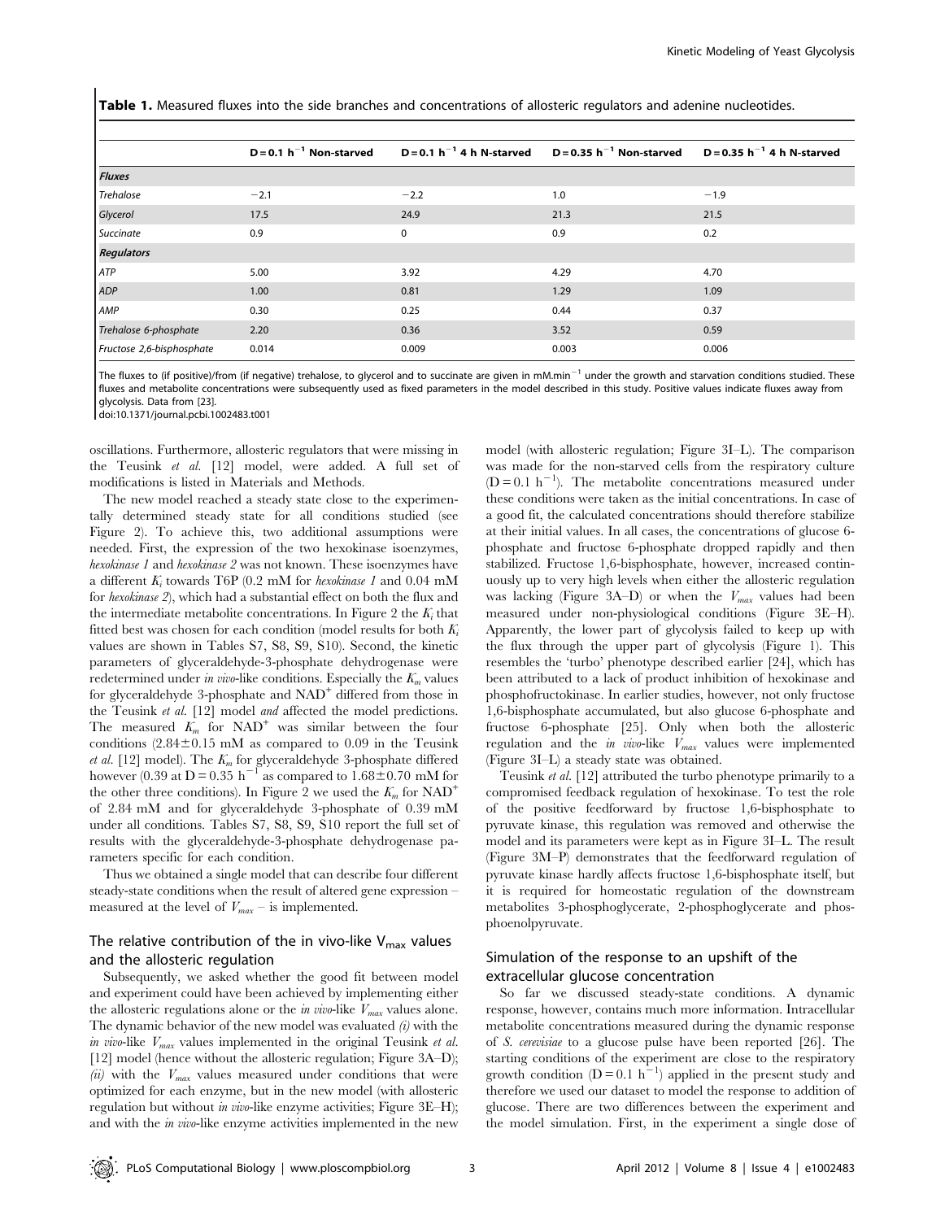**Table 1.** Measured fluxes into the side branches and concentrations of allosteric regulators and adenine nucleotides.

| | $D = 0.1\ h^{-1}$ Non-starved | $D = 0.1\ h^{-1}$ 4 h N-starved | $D = 0.35\ h^{-1}$ Non-starved | $D = 0.35\ h^{-1}$ 4 h N-starved |
|---|---|---|---|---|
| ***Fluxes*** | | | | |
| *Trehalose* | −2.1 | −2.2 | 1.0 | −1.9 |
| *Glycerol* | 17.5 | 24.9 | 21.3 | 21.5 |
| *Succinate* | 0.9 | 0 | 0.9 | 0.2 |
| ***Regulators*** | | | | |
| *ATP* | 5.00 | 3.92 | 4.29 | 4.70 |
| *ADP* | 1.00 | 0.81 | 1.29 | 1.09 |
| *AMP* | 0.30 | 0.25 | 0.44 | 0.37 |
| *Trehalose 6-phosphate* | 2.20 | 0.36 | 3.52 | 0.59 |
| *Fructose 2,6-bisphosphate* | 0.014 | 0.009 | 0.003 | 0.006 |

The fluxes to (if positive)/from (if negative) trehalose, to glycerol and to succinate are given in $mM.min^{-1}$ under the growth and starvation conditions studied. These fluxes and metabolite concentrations were subsequently used as fixed parameters in the model described in this study. Positive values indicate fluxes away from glycolysis. Data from [23].

doi:10.1371/journal.pcbi.1002483.t001

oscillations. Furthermore, allosteric regulators that were missing in the Teusink *et al.* [12] model, were added. A full set of modifications is listed in Materials and Methods.

The new model reached a steady state close to the experimentally determined steady state for all conditions studied (see Figure 2). To achieve this, two additional assumptions were needed. First, the expression of the two hexokinase isoenzymes, *hexokinase 1* and *hexokinase 2* was not known. These isoenzymes have a different $K_i$ towards T6P (0.2 mM for *hexokinase 1* and 0.04 mM for *hexokinase 2*), which had a substantial effect on both the flux and the intermediate metabolite concentrations. In Figure 2 the $K_i$ that fitted best was chosen for each condition (model results for both $K_i$ values are shown in Tables S7, S8, S9, S10). Second, the kinetic parameters of glyceraldehyde-3-phosphate dehydrogenase were redetermined under *in vivo*-like conditions. Especially the $K_m$ values for glyceraldehyde 3-phosphate and $NAD^+$ differed from those in the Teusink *et al.* [12] model *and* affected the model predictions. The measured $K_m$ for $NAD^+$ was similar between the four conditions ($2.84 \pm 0.15$ mM as compared to 0.09 in the Teusink *et al.* [12] model). The $K_m$ for glyceraldehyde 3-phosphate differed however (0.39 at $D = 0.35\ h^{-1}$ as compared to $1.68 \pm 0.70$ mM for the other three conditions). In Figure 2 we used the $K_m$ for $NAD^+$ of 2.84 mM and for glyceraldehyde 3-phosphate of 0.39 mM under all conditions. Tables S7, S8, S9, S10 report the full set of results with the glyceraldehyde-3-phosphate dehydrogenase parameters specific for each condition.

Thus we obtained a single model that can describe four different steady-state conditions when the result of altered gene expression – measured at the level of $V_{max}$ – is implemented.

## The relative contribution of the in vivo-like $V_{max}$ values and the allosteric regulation

Subsequently, we asked whether the good fit between model and experiment could have been achieved by implementing either the allosteric regulations alone or the *in vivo*-like $V_{max}$ values alone. The dynamic behavior of the new model was evaluated *(i)* with the *in vivo*-like $V_{max}$ values implemented in the original Teusink *et al.* [12] model (hence without the allosteric regulation; Figure 3A–D); *(ii)* with the $V_{max}$ values measured under conditions that were optimized for each enzyme, but in the new model (with allosteric regulation but without *in vivo*-like enzyme activities; Figure 3E–H); and with the *in vivo*-like enzyme activities implemented in the new model (with allosteric regulation; Figure 3I–L). The comparison was made for the non-starved cells from the respiratory culture ($D = 0.1\ h^{-1}$). The metabolite concentrations measured under these conditions were taken as the initial concentrations. In case of a good fit, the calculated concentrations should therefore stabilize at their initial values. In all cases, the concentrations of glucose 6-phosphate and fructose 6-phosphate dropped rapidly and then stabilized. Fructose 1,6-bisphosphate, however, increased continuously up to very high levels when either the allosteric regulation was lacking (Figure 3A–D) or when the $V_{max}$ values had been measured under non-physiological conditions (Figure 3E–H). Apparently, the lower part of glycolysis failed to keep up with the flux through the upper part of glycolysis (Figure 1). This resembles the 'turbo' phenotype described earlier [24], which has been attributed to a lack of product inhibition of hexokinase and phosphofructokinase. In earlier studies, however, not only fructose 1,6-bisphosphate accumulated, but also glucose 6-phosphate and fructose 6-phosphate [25]. Only when both the allosteric regulation and the *in vivo*-like $V_{max}$ values were implemented (Figure 3I–L) a steady state was obtained.

Teusink *et al.* [12] attributed the turbo phenotype primarily to a compromised feedback regulation of hexokinase. To test the role of the positive feedforward by fructose 1,6-bisphosphate to pyruvate kinase, this regulation was removed and otherwise the model and its parameters were kept as in Figure 3I–L. The result (Figure 3M–P) demonstrates that the feedforward regulation of pyruvate kinase hardly affects fructose 1,6-bisphosphate itself, but it is required for homeostatic regulation of the downstream metabolites 3-phosphoglycerate, 2-phosphoglycerate and phosphoenolpyruvate.

## Simulation of the response to an upshift of the extracellular glucose concentration

So far we discussed steady-state conditions. A dynamic response, however, contains much more information. Intracellular metabolite concentrations measured during the dynamic response of *S. cerevisiae* to a glucose pulse have been reported [26]. The starting conditions of the experiment are close to the respiratory growth condition ($D = 0.1\ h^{-1}$) applied in the present study and therefore we used our dataset to model the response to addition of glucose. There are two differences between the experiment and the model simulation. First, in the experiment a single dose of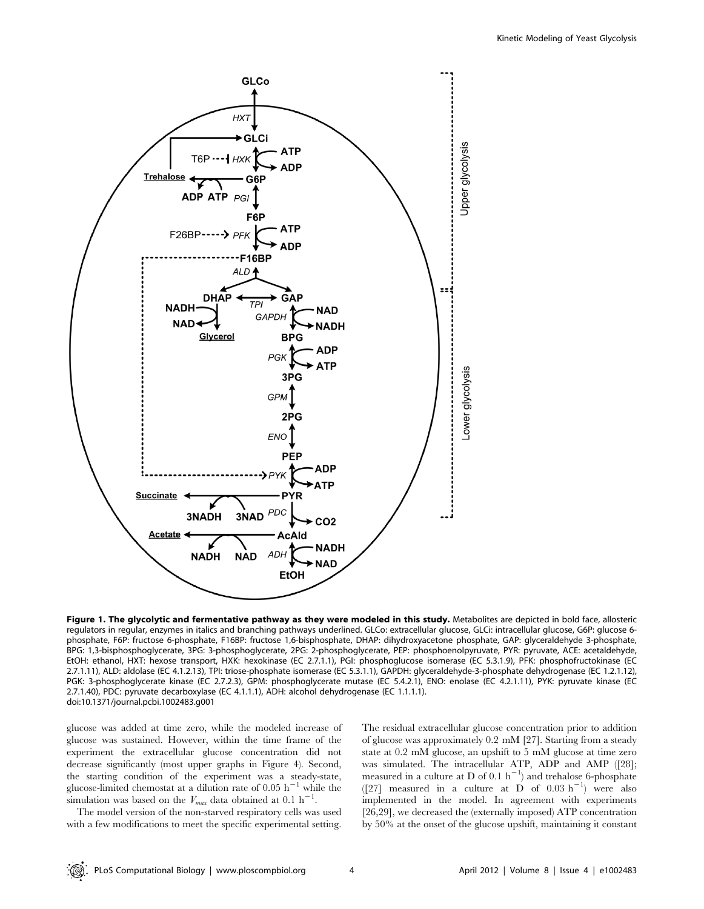**Figure 1. The glycolytic and fermentative pathway as they were modeled in this study.** Metabolites are depicted in bold face, allosteric regulators in regular, enzymes in italics and branching pathways underlined. GLCo: extracellular glucose, GLCi: intracellular glucose, G6P: glucose 6-phosphate, F6P: fructose 6-phosphate, F16BP: fructose 1,6-bisphosphate, DHAP: dihydroxyacetone phosphate, GAP: glyceraldehyde 3-phosphate, BPG: 1,3-bisphosphoglycerate, 3PG: 3-phosphoglycerate, 2PG: 2-phosphoglycerate, PEP: phosphoenolpyruvate, PYR: pyruvate, ACE: acetaldehyde, EtOH: ethanol, HXT: hexose transport, HXK: hexokinase (EC 2.7.1.1), PGI: phosphoglucose isomerase (EC 5.3.1.9), PFK: phosphofructokinase (EC 2.7.1.11), ALD: aldolase (EC 4.1.2.13), TPI: triose-phosphate isomerase (EC 5.3.1.1), GAPDH: glyceraldehyde-3-phosphate dehydrogenase (EC 1.2.1.12), PGK: 3-phosphoglycerate kinase (EC 2.7.2.3), GPM: phosphoglycerate mutase (EC 5.4.2.1), ENO: enolase (EC 4.2.1.11), PYK: pyruvate kinase (EC 2.7.1.40), PDC: pyruvate decarboxylase (EC 4.1.1.1), ADH: alcohol dehydrogenase (EC 1.1.1.1).
doi:10.1371/journal.pcbi.1002483.g001

glucose was added at time zero, while the modeled increase of glucose was sustained. However, within the time frame of the experiment the extracellular glucose concentration did not decrease significantly (most upper graphs in Figure 4). Second, the starting condition of the experiment was a steady-state, glucose-limited chemostat at a dilution rate of 0.05 $h^{-1}$ while the simulation was based on the $V_{max}$ data obtained at 0.1 $h^{-1}$.

The model version of the non-starved respiratory cells was used with a few modifications to meet the specific experimental setting. The residual extracellular glucose concentration prior to addition of glucose was approximately 0.2 mM [27]. Starting from a steady state at 0.2 mM glucose, an upshift to 5 mM glucose at time zero was simulated. The intracellular ATP, ADP and AMP ([28]; measured in a culture at D of 0.1 $h^{-1}$) and trehalose 6-phosphate ([27] measured in a culture at D of 0.03 $h^{-1}$) were also implemented in the model. In agreement with experiments [26,29], we decreased the (externally imposed) ATP concentration by 50% at the onset of the glucose upshift, maintaining it constant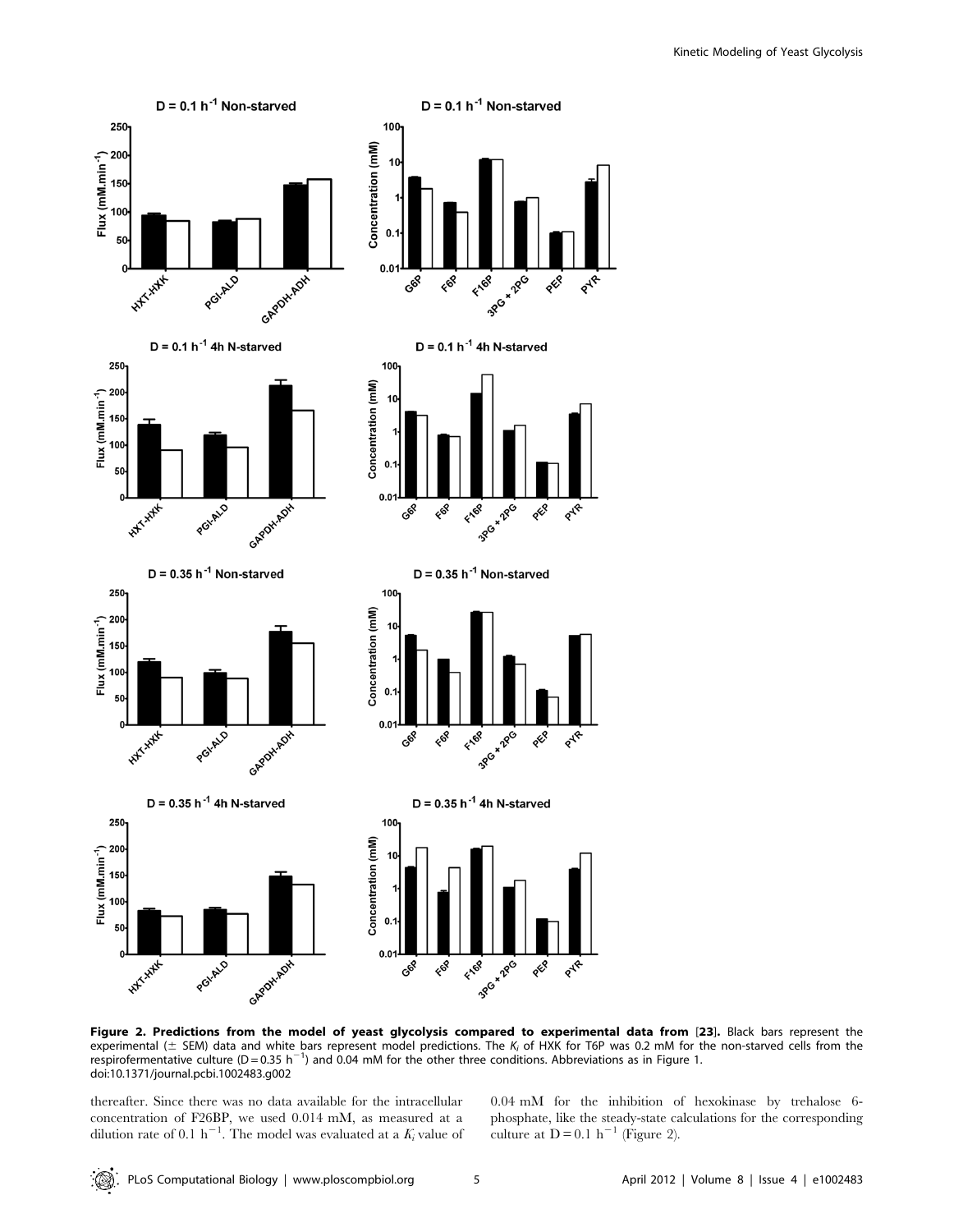**Figure 2. Predictions from the model of yeast glycolysis compared to experimental data from [23].** Black bars represent the experimental (± SEM) data and white bars represent model predictions. The $K_i$ of HXK for T6P was 0.2 mM for the non-starved cells from the respirofermentative culture ($D = 0.35\ h^{-1}$) and 0.04 mM for the other three conditions. Abbreviations as in Figure 1.
doi:10.1371/journal.pcbi.1002483.g002

thereafter. Since there was no data available for the intracellular concentration of F26BP, we used 0.014 mM, as measured at a dilution rate of $0.1\ h^{-1}$. The model was evaluated at a $K_i$ value of 0.04 mM for the inhibition of hexokinase by trehalose 6-phosphate, like the steady-state calculations for the corresponding culture at $D = 0.1\ h^{-1}$ (Figure 2).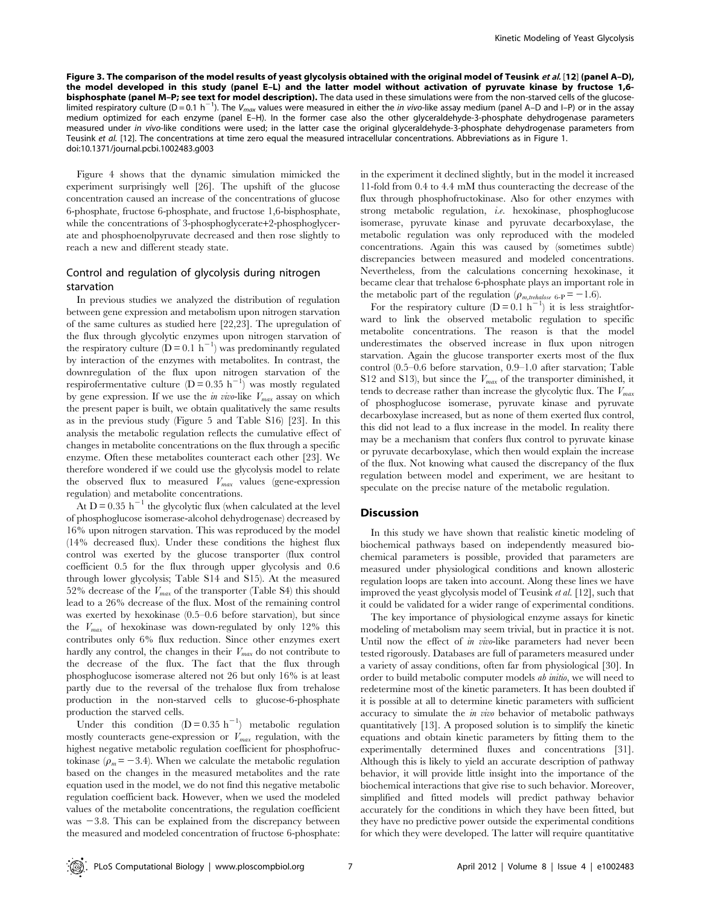**Figure 3. The comparison of the model results of yeast glycolysis obtained with the original model of Teusink *et al.* [12] (panel A–D), the model developed in this study (panel E–L) and the latter model without activation of pyruvate kinase by fructose 1,6-bisphosphate (panel M–P; see text for model description).** The data used in these simulations were from the non-starved cells of the glucose-limited respiratory culture ($D = 0.1\ h^{-1}$). The $V_{max}$ values were measured in either the *in vivo*-like assay medium (panel A–D and I–P) or in the assay medium optimized for each enzyme (panel E–H). In the former case also the other glyceraldehyde-3-phosphate dehydrogenase parameters measured under *in vivo*-like conditions were used; in the latter case the original glyceraldehyde-3-phosphate dehydrogenase parameters from Teusink *et al.* [12]. The concentrations at time zero equal the measured intracellular concentrations. Abbreviations as in Figure 1.
doi:10.1371/journal.pcbi.1002483.g003

Figure 4 shows that the dynamic simulation mimicked the experiment surprisingly well [26]. The upshift of the glucose concentration caused an increase of the concentrations of glucose 6-phosphate, fructose 6-phosphate, and fructose 1,6-bisphosphate, while the concentrations of 3-phosphoglycerate+2-phosphoglycerate and phosphoenolpyruvate decreased and then rose slightly to reach a new and different steady state.

## Control and regulation of glycolysis during nitrogen starvation

In previous studies we analyzed the distribution of regulation between gene expression and metabolism upon nitrogen starvation of the same cultures as studied here [22,23]. The upregulation of the flux through glycolytic enzymes upon nitrogen starvation of the respiratory culture ($D = 0.1\ h^{-1}$) was predominantly regulated by interaction of the enzymes with metabolites. In contrast, the downregulation of the flux upon nitrogen starvation of the respirofermentative culture ($D = 0.35\ h^{-1}$) was mostly regulated by gene expression. If we use the *in vivo*-like $V_{max}$ assay on which the present paper is built, we obtain qualitatively the same results as in the previous study (Figure 5 and Table S16) [23]. In this analysis the metabolic regulation reflects the cumulative effect of changes in metabolite concentrations on the flux through a specific enzyme. Often these metabolites counteract each other [23]. We therefore wondered if we could use the glycolysis model to relate the observed flux to measured $V_{max}$ values (gene-expression regulation) and metabolite concentrations.

At $D = 0.35\ h^{-1}$ the glycolytic flux (when calculated at the level of phosphoglucose isomerase-alcohol dehydrogenase) decreased by 16% upon nitrogen starvation. This was reproduced by the model (14% decreased flux). Under these conditions the highest flux control was exerted by the glucose transporter (flux control coefficient 0.5 for the flux through upper glycolysis and 0.6 through lower glycolysis; Table S14 and S15). At the measured 52% decrease of the $V_{max}$ of the transporter (Table S4) this should lead to a 26% decrease of the flux. Most of the remaining control was exerted by hexokinase (0.5–0.6 before starvation), but since the $V_{max}$ of hexokinase was down-regulated by only 12% this contributes only 6% flux reduction. Since other enzymes exert hardly any control, the changes in their $V_{max}$ do not contribute to the decrease of the flux. The fact that the flux through phosphoglucose isomerase altered not 26 but only 16% is at least partly due to the reversal of the trehalose flux from trehalose production in the non-starved cells to glucose-6-phosphate production the starved cells.

Under this condition ($D = 0.35\ h^{-1}$) metabolic regulation mostly counteracts gene-expression or $V_{max}$ regulation, with the highest negative metabolic regulation coefficient for phosphofructokinase ($\rho_m = -3.4$). When we calculate the metabolic regulation based on the changes in the measured metabolites and the rate equation used in the model, we do not find this negative metabolic regulation coefficient back. However, when we used the modeled values of the metabolite concentrations, the regulation coefficient was −3.8. This can be explained from the discrepancy between the measured and modeled concentration of fructose 6-phosphate: in the experiment it declined slightly, but in the model it increased 11-fold from 0.4 to 4.4 mM thus counteracting the decrease of the flux through phosphofructokinase. Also for other enzymes with strong metabolic regulation, *i.e.* hexokinase, phosphoglucose isomerase, pyruvate kinase and pyruvate decarboxylase, the metabolic regulation was only reproduced with the modeled concentrations. Again this was caused by (sometimes subtle) discrepancies between measured and modeled concentrations. Nevertheless, from the calculations concerning hexokinase, it became clear that trehalose 6-phosphate plays an important role in the metabolic part of the regulation ($\rho_{m,trehalose\ 6\text{-}P} = -1.6$).

For the respiratory culture ($D = 0.1\ h^{-1}$) it is less straightforward to link the observed metabolic regulation to specific metabolite concentrations. The reason is that the model underestimates the observed increase in flux upon nitrogen starvation. Again the glucose transporter exerts most of the flux control (0.5–0.6 before starvation, 0.9–1.0 after starvation; Table S12 and S13), but since the $V_{max}$ of the transporter diminished, it tends to decrease rather than increase the glycolytic flux. The $V_{max}$ of phosphoglucose isomerase, pyruvate kinase and pyruvate decarboxylase increased, but as none of them exerted flux control, this did not lead to a flux increase in the model. In reality there may be a mechanism that confers flux control to pyruvate kinase or pyruvate decarboxylase, which then would explain the increase of the flux. Not knowing what caused the discrepancy of the flux regulation between model and experiment, we are hesitant to speculate on the precise nature of the metabolic regulation.

## Discussion

In this study we have shown that realistic kinetic modeling of biochemical pathways based on independently measured biochemical parameters is possible, provided that parameters are measured under physiological conditions and known allosteric regulation loops are taken into account. Along these lines we have improved the yeast glycolysis model of Teusink *et al.* [12], such that it could be validated for a wider range of experimental conditions.

The key importance of physiological enzyme assays for kinetic modeling of metabolism may seem trivial, but in practice it is not. Until now the effect of *in vivo*-like parameters had never been tested rigorously. Databases are full of parameters measured under a variety of assay conditions, often far from physiological [30]. In order to build metabolic computer models *ab initio*, we will need to redetermine most of the kinetic parameters. It has been doubted if it is possible at all to determine kinetic parameters with sufficient accuracy to simulate the *in vivo* behavior of metabolic pathways quantitatively [13]. A proposed solution is to simplify the kinetic equations and obtain kinetic parameters by fitting them to the experimentally determined fluxes and concentrations [31]. Although this is likely to yield an accurate description of pathway behavior, it will provide little insight into the importance of the biochemical interactions that give rise to such behavior. Moreover, simplified and fitted models will predict pathway behavior accurately for the conditions in which they have been fitted, but they have no predictive power outside the experimental conditions for which they were developed. The latter will require quantitative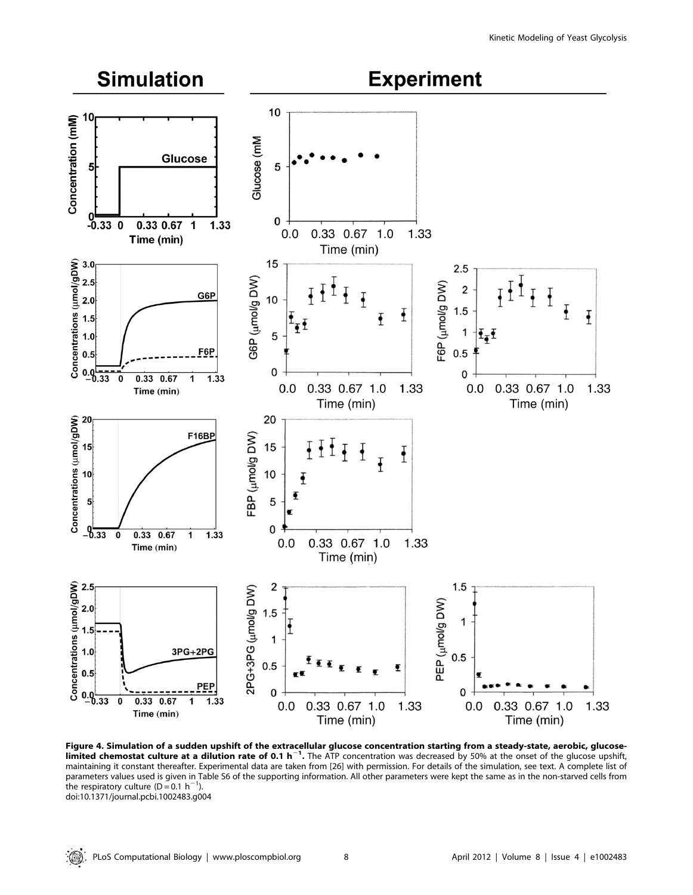**Figure 4. Simulation of a sudden upshift of the extracellular glucose concentration starting from a steady-state, aerobic, glucose-limited chemostat culture at a dilution rate of 0.1 h$^{-1}$.** The ATP concentration was decreased by 50% at the onset of the glucose upshift, maintaining it constant thereafter. Experimental data are taken from [26] with permission. For details of the simulation, see text. A complete list of parameters values used is given in Table S6 of the supporting information. All other parameters were kept the same as in the non-starved cells from the respiratory culture (D = 0.1 h$^{-1}$).

doi:10.1371/journal.pcbi.1002483.g004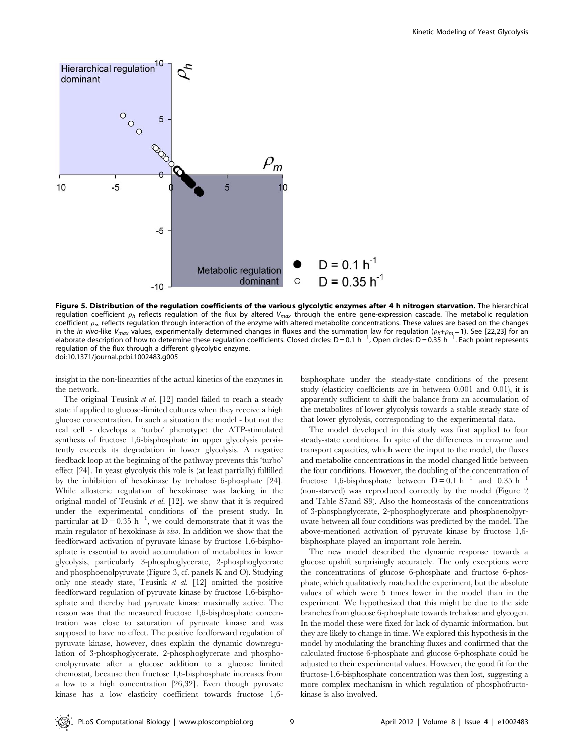**Figure 5. Distribution of the regulation coefficients of the various glycolytic enzymes after 4 h nitrogen starvation.** The hierarchical regulation coefficient $\rho_h$ reflects regulation of the flux by altered $V_{max}$ through the entire gene-expression cascade. The metabolic regulation coefficient $\rho_m$ reflects regulation through interaction of the enzyme with altered metabolite concentrations. These values are based on the changes in the *in vivo*-like $V_{max}$ values, experimentally determined changes in fluxes and the summation law for regulation ($\rho_h+\rho_m=1$). See [22,23] for an elaborate description of how to determine these regulation coefficients. Closed circles: $D=0.1\ h^{-1}$, Open circles: $D=0.35\ h^{-1}$. Each point represents regulation of the flux through a different glycolytic enzyme.
doi:10.1371/journal.pcbi.1002483.g005

insight in the non-linearities of the actual kinetics of the enzymes in the network.

The original Teusink *et al.* [12] model failed to reach a steady state if applied to glucose-limited cultures when they receive a high glucose concentration. In such a situation the model - but not the real cell - develops a 'turbo' phenotype: the ATP-stimulated synthesis of fructose 1,6-bisphosphate in upper glycolysis persistently exceeds its degradation in lower glycolysis. A negative feedback loop at the beginning of the pathway prevents this 'turbo' effect [24]. In yeast glycolysis this role is (at least partially) fulfilled by the inhibition of hexokinase by trehalose 6-phosphate [24]. While allosteric regulation of hexokinase was lacking in the original model of Teusink *et al.* [12], we show that it is required under the experimental conditions of the present study. In particular at $D=0.35\ h^{-1}$, we could demonstrate that it was the main regulator of hexokinase *in vivo*. In addition we show that the feedforward activation of pyruvate kinase by fructose 1,6-bisphosphate is essential to avoid accumulation of metabolites in lower glycolysis, particularly 3-phosphoglycerate, 2-phosphoglycerate and phosphoenolpyruvate (Figure 3, cf. panels K and O). Studying only one steady state, Teusink *et al.* [12] omitted the positive feedforward regulation of pyruvate kinase by fructose 1,6-bisphosphate and thereby had pyruvate kinase maximally active. The reason was that the measured fructose 1,6-bisphosphate concentration was close to saturation of pyruvate kinase and was supposed to have no effect. The positive feedforward regulation of pyruvate kinase, however, does explain the dynamic downregulation of 3-phosphoglycerate, 2-phosphoglycerate and phosphoenolpyruvate after a glucose addition to a glucose limited chemostat, because then fructose 1,6-bisphosphate increases from a low to a high concentration [26,32]. Even though pyruvate kinase has a low elasticity coefficient towards fructose 1,6-bisphosphate under the steady-state conditions of the present study (elasticity coefficients are in between 0.001 and 0.01), it is apparently sufficient to shift the balance from an accumulation of the metabolites of lower glycolysis towards a stable steady state of that lower glycolysis, corresponding to the experimental data.

The model developed in this study was first applied to four steady-state conditions. In spite of the differences in enzyme and transport capacities, which were the input to the model, the fluxes and metabolite concentrations in the model changed little between the four conditions. However, the doubling of the concentration of fructose 1,6-bisphosphate between $D=0.1\ h^{-1}$ and $0.35\ h^{-1}$ (non-starved) was reproduced correctly by the model (Figure 2 and Table S7and S9). Also the homeostasis of the concentrations of 3-phosphoglycerate, 2-phosphoglycerate and phosphoenolpyruvate between all four conditions was predicted by the model. The above-mentioned activation of pyruvate kinase by fructose 1,6-bisphosphate played an important role herein.

The new model described the dynamic response towards a glucose upshift surprisingly accurately. The only exceptions were the concentrations of glucose 6-phosphate and fructose 6-phosphate, which qualitatively matched the experiment, but the absolute values of which were 5 times lower in the model than in the experiment. We hypothesized that this might be due to the side branches from glucose 6-phosphate towards trehalose and glycogen. In the model these were fixed for lack of dynamic information, but they are likely to change in time. We explored this hypothesis in the model by modulating the branching fluxes and confirmed that the calculated fructose 6-phosphate and glucose 6-phosphate could be adjusted to their experimental values. However, the good fit for the fructose-1,6-bisphosphate concentration was then lost, suggesting a more complex mechanism in which regulation of phosphofructokinase is also involved.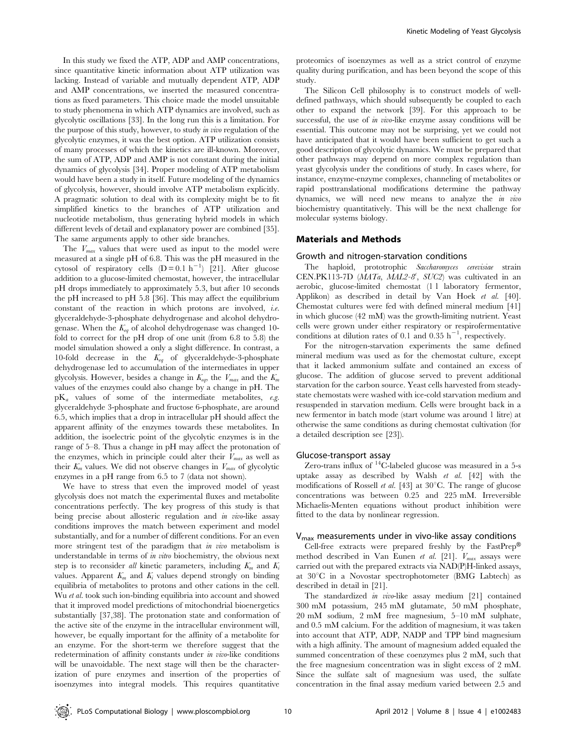In this study we fixed the ATP, ADP and AMP concentrations, since quantitative kinetic information about ATP utilization was lacking. Instead of variable and mutually dependent ATP, ADP and AMP concentrations, we inserted the measured concentrations as fixed parameters. This choice made the model unsuitable to study phenomena in which ATP dynamics are involved, such as glycolytic oscillations [33]. In the long run this is a limitation. For the purpose of this study, however, to study *in vivo* regulation of the glycolytic enzymes, it was the best option. ATP utilization consists of many processes of which the kinetics are ill-known. Moreover, the sum of ATP, ADP and AMP is not constant during the initial dynamics of glycolysis [34]. Proper modeling of ATP metabolism would have been a study in itself. Future modeling of the dynamics of glycolysis, however, should involve ATP metabolism explicitly. A pragmatic solution to deal with its complexity might be to fit simplified kinetics to the branches of ATP utilization and nucleotide metabolism, thus generating hybrid models in which different levels of detail and explanatory power are combined [35]. The same arguments apply to other side branches.

The $V_{max}$ values that were used as input to the model were measured at a single pH of 6.8. This was the pH measured in the cytosol of respiratory cells ($D = 0.1\ h^{-1}$) [21]. After glucose addition to a glucose-limited chemostat, however, the intracellular pH drops immediately to approximately 5.3, but after 10 seconds the pH increased to pH 5.8 [36]. This may affect the equilibrium constant of the reaction in which protons are involved, *i.e.* glyceraldehyde-3-phosphate dehydrogenase and alcohol dehydrogenase. When the $K_{eq}$ of alcohol dehydrogenase was changed 10-fold to correct for the pH drop of one unit (from 6.8 to 5.8) the model simulation showed a only a slight difference. In contrast, a 10-fold decrease in the $K_{eq}$ of glyceraldehyde-3-phosphate dehydrogenase led to accumulation of the intermediates in upper glycolysis. However, besides a change in $K_{eq}$, the $V_{max}$ and the $K_m$ values of the enzymes could also change by a change in pH. The $pK_a$ values of some of the intermediate metabolites, *e.g.* glyceraldehyde 3-phosphate and fructose 6-phosphate, are around 6.5, which implies that a drop in intracellular pH should affect the apparent affinity of the enzymes towards these metabolites. In addition, the isoelectric point of the glycolytic enzymes is in the range of 5–8. Thus a change in pH may affect the protonation of the enzymes, which in principle could alter their $V_{max}$ as well as their $K_m$ values. We did not observe changes in $V_{max}$ of glycolytic enzymes in a pH range from 6.5 to 7 (data not shown).

We have to stress that even the improved model of yeast glycolysis does not match the experimental fluxes and metabolite concentrations perfectly. The key progress of this study is that being precise about allosteric regulation and *in vivo*-like assay conditions improves the match between experiment and model substantially, and for a number of different conditions. For an even more stringent test of the paradigm that *in vivo* metabolism is understandable in terms of *in vitro* biochemistry, the obvious next step is to reconsider *all* kinetic parameters, including $K_m$ and $K_i$ values. Apparent $K_m$ and $K_i$ values depend strongly on binding equilibria of metabolites to protons and other cations in the cell. Wu *et al.* took such ion-binding equilibria into account and showed that it improved model predictions of mitochondrial bioenergetics substantially [37,38]. The protonation state and conformation of the active site of the enzyme in the intracellular environment will, however, be equally important for the affinity of a metabolite for an enzyme. For the short-term we therefore suggest that the redetermination of affinity constants under *in vivo*-like conditions will be unavoidable. The next stage will then be the characterization of pure enzymes and insertion of the properties of isoenzymes into integral models. This requires quantitative proteomics of isoenzymes as well as a strict control of enzyme quality during purification, and has been beyond the scope of this study.

The Silicon Cell philosophy is to construct models of well-defined pathways, which should subsequently be coupled to each other to expand the network [39]. For this approach to be successful, the use of *in vivo*-like enzyme assay conditions will be essential. This outcome may not be surprising, yet we could not have anticipated that it would have been sufficient to get such a good description of glycolytic dynamics. We must be prepared that other pathways may depend on more complex regulation than yeast glycolysis under the conditions of study. In cases where, for instance, enzyme-enzyme complexes, channeling of metabolites or rapid posttranslational modifications determine the pathway dynamics, we will need new means to analyze the *in vivo* biochemistry quantitatively. This will be the next challenge for molecular systems biology.

## Materials and Methods

### Growth and nitrogen-starvation conditions

The haploid, prototrophic *Saccharomyces cerevisiae* strain CEN.PK113-7D (*MATa*, *MAL2-8^c*, *SUC2*) was cultivated in an aerobic, glucose-limited chemostat (1 l laboratory fermentor, Applikon) as described in detail by Van Hoek *et al.* [40]. Chemostat cultures were fed with defined mineral medium [41] in which glucose (42 mM) was the growth-limiting nutrient. Yeast cells were grown under either respiratory or respirofermentative conditions at dilution rates of 0.1 and 0.35 $h^{-1}$, respectively.

For the nitrogen-starvation experiments the same defined mineral medium was used as for the chemostat culture, except that it lacked ammonium sulfate and contained an excess of glucose. The addition of glucose served to prevent additional starvation for the carbon source. Yeast cells harvested from steady-state chemostats were washed with ice-cold starvation medium and resuspended in starvation medium. Cells were brought back in a new fermentor in batch mode (start volume was around 1 litre) at otherwise the same conditions as during chemostat cultivation (for a detailed description see [23]).

### Glucose-transport assay

Zero-trans influx of $^{14}C$-labeled glucose was measured in a 5-s uptake assay as described by Walsh *et al.* [42] with the modifications of Rossell *et al.* [43] at 30°C. The range of glucose concentrations was between 0.25 and 225 mM. Irreversible Michaelis-Menten equations without product inhibition were fitted to the data by nonlinear regression.

### $V_{max}$ measurements under in vivo-like assay conditions

Cell-free extracts were prepared freshly by the FastPrep® method described in Van Eunen *et al.* [21]. $V_{max}$ assays were carried out with the prepared extracts via NAD(P)H-linked assays, at 30°C in a Novostar spectrophotometer (BMG Labtech) as described in detail in [21].

The standardized *in vivo*-like assay medium [21] contained 300 mM potassium, 245 mM glutamate, 50 mM phosphate, 20 mM sodium, 2 mM free magnesium, 5–10 mM sulphate, and 0.5 mM calcium. For the addition of magnesium, it was taken into account that ATP, ADP, NADP and TPP bind magnesium with a high affinity. The amount of magnesium added equaled the summed concentration of these coenzymes plus 2 mM, such that the free magnesium concentration was in slight excess of 2 mM. Since the sulfate salt of magnesium was used, the sulfate concentration in the final assay medium varied between 2.5 and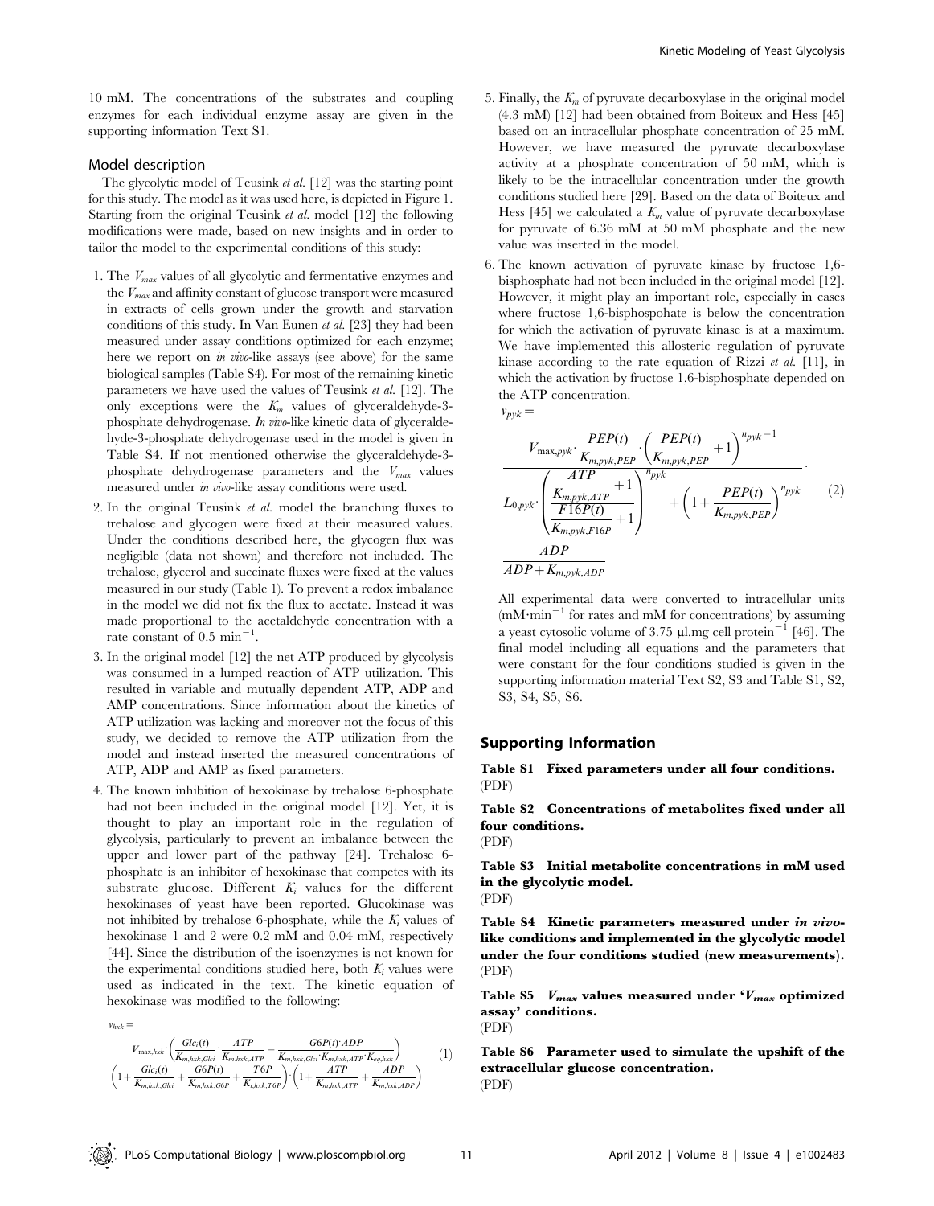10 mM. The concentrations of the substrates and coupling enzymes for each individual enzyme assay are given in the supporting information Text S1.

## Model description

The glycolytic model of Teusink *et al.* [12] was the starting point for this study. The model as it was used here, is depicted in Figure 1. Starting from the original Teusink *et al.* model [12] the following modifications were made, based on new insights and in order to tailor the model to the experimental conditions of this study:

1. The $V_{max}$ values of all glycolytic and fermentative enzymes and the $V_{max}$ and affinity constant of glucose transport were measured in extracts of cells grown under the growth and starvation conditions of this study. In Van Eunen *et al.* [23] they had been measured under assay conditions optimized for each enzyme; here we report on *in vivo*-like assays (see above) for the same biological samples (Table S4). For most of the remaining kinetic parameters we have used the values of Teusink *et al.* [12]. The only exceptions were the $K_m$ values of glyceraldehyde-3-phosphate dehydrogenase. *In vivo*-like kinetic data of glyceraldehyde-3-phosphate dehydrogenase used in the model is given in Table S4. If not mentioned otherwise the glyceraldehyde-3-phosphate dehydrogenase parameters and the $V_{max}$ values measured under *in vivo*-like assay conditions were used.
2. In the original Teusink *et al.* model the branching fluxes to trehalose and glycogen were fixed at their measured values. Under the conditions described here, the glycogen flux was negligible (data not shown) and therefore not included. The trehalose, glycerol and succinate fluxes were fixed at the values measured in our study (Table 1). To prevent a redox imbalance in the model we did not fix the flux to acetate. Instead it was made proportional to the acetaldehyde concentration with a rate constant of 0.5 $min^{-1}$.
3. In the original model [12] the net ATP produced by glycolysis was consumed in a lumped reaction of ATP utilization. This resulted in variable and mutually dependent ATP, ADP and AMP concentrations. Since information about the kinetics of ATP utilization was lacking and moreover not the focus of this study, we decided to remove the ATP utilization from the model and instead inserted the measured concentrations of ATP, ADP and AMP as fixed parameters.
4. The known inhibition of hexokinase by trehalose 6-phosphate had not been included in the original model [12]. Yet, it is thought to play an important role in the regulation of glycolysis, particularly to prevent an imbalance between the upper and lower part of the pathway [24]. Trehalose 6-phosphate is an inhibitor of hexokinase that competes with its substrate glucose. Different $K_i$ values for the different hexokinases of yeast have been reported. Glucokinase was not inhibited by trehalose 6-phosphate, while the $K_i$ values of hexokinase 1 and 2 were 0.2 mM and 0.04 mM, respectively [44]. Since the distribution of the isoenzymes is not known for the experimental conditions studied here, both $K_i$ values were used as indicated in the text. The kinetic equation of hexokinase was modified to the following:

$$v_{hxk} = \frac{V_{\max,hxk}\cdot\left(\frac{Glc_i(t)}{K_{m,hxk,Glci}}\cdot\frac{ATP}{K_{m,hxk,ATP}}-\frac{G6P(t)\cdot ADP}{K_{m,hxk,Glci}\cdot K_{m,hxk,ATP}\cdot K_{eq,hxk}}\right)}{\left(1+\frac{Glc_i(t)}{K_{m,hxk,Glci}}+\frac{G6P(t)}{K_{m,hxk,G6P}}+\frac{T6P}{K_{i,hxk,T6P}}\right)\cdot\left(1+\frac{ATP}{K_{m,hxk,ATP}}+\frac{ADP}{K_{m,hxk,ADP}}\right)} \qquad (1)$$

5. Finally, the $K_m$ of pyruvate decarboxylase in the original model (4.3 mM) [12] had been obtained from Boiteux and Hess [45] based on an intracellular phosphate concentration of 25 mM. However, we have measured the pyruvate decarboxylase activity at a phosphate concentration of 50 mM, which is likely to be the intracellular concentration under the growth conditions studied here [29]. Based on the data of Boiteux and Hess [45] we calculated a $K_m$ value of pyruvate decarboxylase for pyruvate of 6.36 mM at 50 mM phosphate and the new value was inserted in the model.
6. The known activation of pyruvate kinase by fructose 1,6-bisphosphate had not been included in the original model [12]. However, it might play an important role, especially in cases where fructose 1,6-bisphospohate is below the concentration for which the activation of pyruvate kinase is at a maximum. We have implemented this allosteric regulation of pyruvate kinase according to the rate equation of Rizzi *et al.* [11], in which the activation by fructose 1,6-bisphosphate depended on the ATP concentration.

$$v_{pyk} = \frac{V_{\max,pyk}\cdot\frac{PEP(t)}{K_{m,pyk,PEP}}\cdot\left(\frac{PEP(t)}{K_{m,pyk,PEP}}+1\right)^{n_{pyk}-1}}{L_{0,pyk}\cdot\left(\frac{\frac{ATP}{K_{m,pyk,ATP}}+1}{\frac{F16P(t)}{K_{m,pyk,F16P}}+1}\right)^{n_{pyk}}+\left(1+\frac{PEP(t)}{K_{m,pyk,PEP}}\right)^{n_{pyk}}}\cdot\frac{ADP}{ADP+K_{m,pyk,ADP}} \qquad (2)$$

All experimental data were converted to intracellular units ($mM\cdot min^{-1}$ for rates and mM for concentrations) by assuming a yeast cytosolic volume of 3.75 µl.mg cell protein$^{-1}$ [46]. The final model including all equations and the parameters that were constant for the four conditions studied is given in the supporting information material Text S2, S3 and Table S1, S2, S3, S4, S5, S6.

## Supporting Information

**Table S1 Fixed parameters under all four conditions.**
(PDF)

**Table S2 Concentrations of metabolites fixed under all four conditions.**
(PDF)

**Table S3 Initial metabolite concentrations in mM used in the glycolytic model.**
(PDF)

**Table S4 Kinetic parameters measured under *in vivo*-like conditions and implemented in the glycolytic model under the four conditions studied (new measurements).**
(PDF)

**Table S5 $V_{max}$ values measured under '$V_{max}$ optimized assay' conditions.**
(PDF)

**Table S6 Parameter used to simulate the upshift of the extracellular glucose concentration.**
(PDF)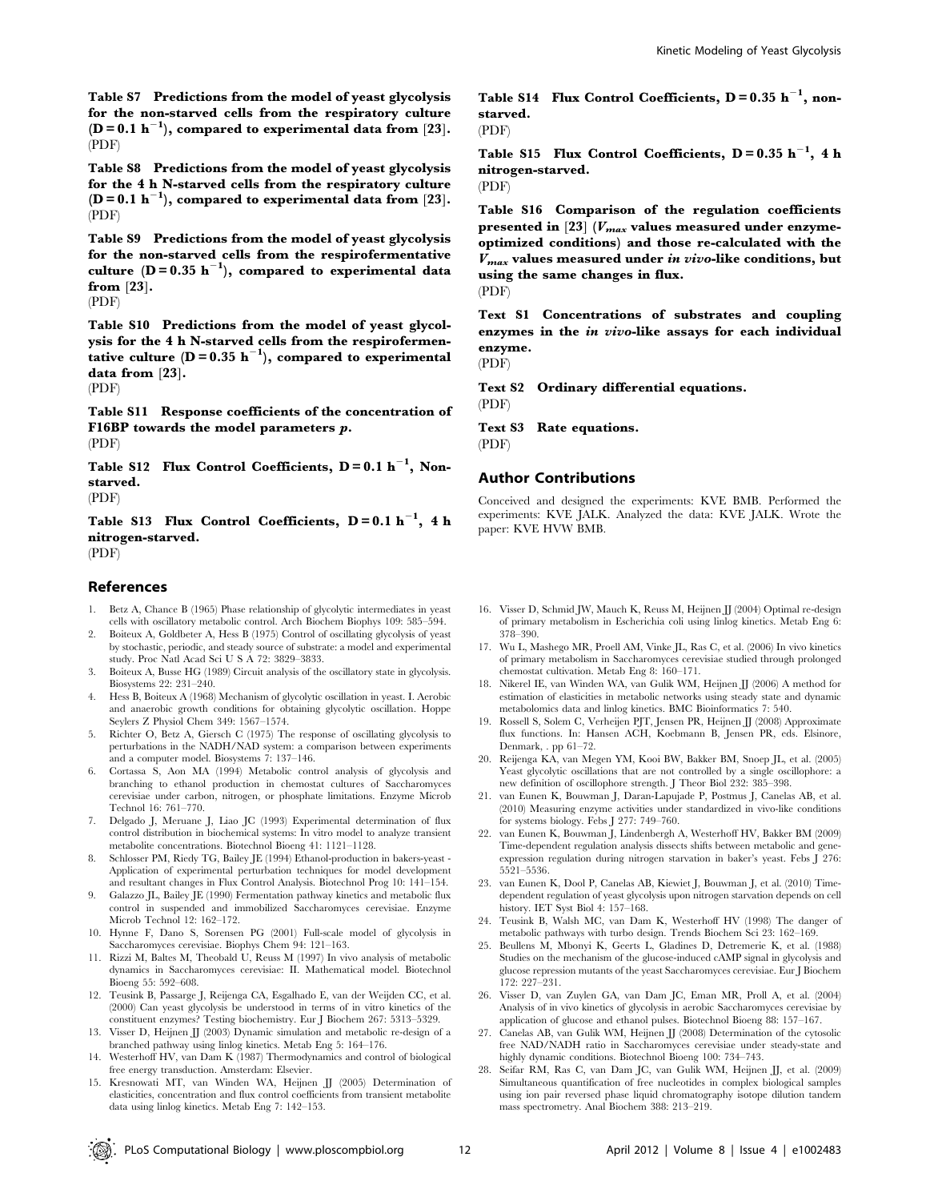**Table S7 Predictions from the model of yeast glycolysis for the non-starved cells from the respiratory culture ($D = 0.1\ h^{-1}$), compared to experimental data from [23].**
(PDF)

**Table S8 Predictions from the model of yeast glycolysis for the 4 h N-starved cells from the respiratory culture ($D = 0.1\ h^{-1}$), compared to experimental data from [23].**
(PDF)

**Table S9 Predictions from the model of yeast glycolysis for the non-starved cells from the respirofermentative culture ($D = 0.35\ h^{-1}$), compared to experimental data from [23].**
(PDF)

**Table S10 Predictions from the model of yeast glycolysis for the 4 h N-starved cells from the respirofermentative culture ($D = 0.35\ h^{-1}$), compared to experimental data from [23].**
(PDF)

**Table S11 Response coefficients of the concentration of F16BP towards the model parameters *p*.**
(PDF)

**Table S12 Flux Control Coefficients, $D = 0.1\ h^{-1}$, Non-starved.**
(PDF)

**Table S13 Flux Control Coefficients, $D = 0.1\ h^{-1}$, 4 h nitrogen-starved.**
(PDF)

**Table S14 Flux Control Coefficients, $D = 0.35\ h^{-1}$, non-starved.**
(PDF)

**Table S15 Flux Control Coefficients, $D = 0.35\ h^{-1}$, 4 h nitrogen-starved.**
(PDF)

**Table S16 Comparison of the regulation coefficients presented in [23] ($V_{max}$ values measured under enzyme-optimized conditions) and those re-calculated with the $V_{max}$ values measured under *in vivo*-like conditions, but using the same changes in flux.**
(PDF)

**Text S1 Concentrations of substrates and coupling enzymes in the *in vivo*-like assays for each individual enzyme.**
(PDF)

**Text S2 Ordinary differential equations.**
(PDF)

**Text S3 Rate equations.**
(PDF)

## Author Contributions

Conceived and designed the experiments: KVE BMB. Performed the experiments: KVE JALK. Analyzed the data: KVE JALK. Wrote the paper: KVE HVW BMB.

## References

1. Betz A, Chance B (1965) Phase relationship of glycolytic intermediates in yeast cells with oscillatory metabolic control. Arch Biochem Biophys 109: 585–594.
2. Boiteux A, Goldbeter A, Hess B (1975) Control of oscillating glycolysis of yeast by stochastic, periodic, and steady source of substrate: a model and experimental study. Proc Natl Acad Sci U S A 72: 3829–3833.
3. Boiteux A, Busse HG (1989) Circuit analysis of the oscillatory state in glycolysis. Biosystems 22: 231–240.
4. Hess B, Boiteux A (1968) Mechanism of glycolytic oscillation in yeast. I. Aerobic and anaerobic growth conditions for obtaining glycolytic oscillation. Hoppe Seylers Z Physiol Chem 349: 1567–1574.
5. Richter O, Betz A, Giersch C (1975) The response of oscillating glycolysis to perturbations in the NADH/NAD system: a comparison between experiments and a computer model. Biosystems 7: 137–146.
6. Cortassa S, Aon MA (1994) Metabolic control analysis of glycolysis and branching to ethanol production in chemostat cultures of Saccharomyces cerevisiae under carbon, nitrogen, or phosphate limitations. Enzyme Microb Technol 16: 761–770.
7. Delgado J, Meruane J, Liao JC (1993) Experimental determination of flux control distribution in biochemical systems: In vitro model to analyze transient metabolite concentrations. Biotechnol Bioeng 41: 1121–1128.
8. Schlosser PM, Riedy TG, Bailey JE (1994) Ethanol-production in bakers-yeast - Application of experimental perturbation techniques for model development and resultant changes in Flux Control Analysis. Biotechnol Prog 10: 141–154.
9. Galazzo JL, Bailey JE (1990) Fermentation pathway kinetics and metabolic flux control in suspended and immobilized Saccharomyces cerevisiae. Enzyme Microb Technol 12: 162–172.
10. Hynne F, Dano S, Sorensen PG (2001) Full-scale model of glycolysis in Saccharomyces cerevisiae. Biophys Chem 94: 121–163.
11. Rizzi M, Baltes M, Theobald U, Reuss M (1997) In vivo analysis of metabolic dynamics in Saccharomyces cerevisiae: II. Mathematical model. Biotechnol Bioeng 55: 592–608.
12. Teusink B, Passarge J, Reijenga CA, Esgalhado E, van der Weijden CC, et al. (2000) Can yeast glycolysis be understood in terms of in vitro kinetics of the constituent enzymes? Testing biochemistry. Eur J Biochem 267: 5313–5329.
13. Visser D, Heijnen JJ (2003) Dynamic simulation and metabolic re-design of a branched pathway using linlog kinetics. Metab Eng 5: 164–176.
14. Westerhoff HV, van Dam K (1987) Thermodynamics and control of biological free energy transduction. Amsterdam: Elsevier.
15. Kresnowati MT, van Winden WA, Heijnen JJ (2005) Determination of elasticities, concentration and flux control coefficients from transient metabolite data using linlog kinetics. Metab Eng 7: 142–153.
16. Visser D, Schmid JW, Mauch K, Reuss M, Heijnen JJ (2004) Optimal re-design of primary metabolism in Escherichia coli using linlog kinetics. Metab Eng 6: 378–390.
17. Wu L, Mashego MR, Proell AM, Vinke JL, Ras C, et al. (2006) In vivo kinetics of primary metabolism in Saccharomyces cerevisiae studied through prolonged chemostat cultivation. Metab Eng 8: 160–171.
18. Nikerel IE, van Winden WA, van Gulik WM, Heijnen JJ (2006) A method for estimation of elasticities in metabolic networks using steady state and dynamic metabolomics data and linlog kinetics. BMC Bioinformatics 7: 540.
19. Rossell S, Solem C, Verheijen PJT, Jensen PR, Heijnen JJ (2008) Approximate flux functions. In: Hansen ACH, Koebmann B, Jensen PR, eds. Elsinore, Denmark, . pp 61–72.
20. Reijenga KA, van Megen YM, Kooi BW, Bakker BM, Snoep JL, et al. (2005) Yeast glycolytic oscillations that are not controlled by a single oscillophore: a new definition of oscillophore strength. J Theor Biol 232: 385–398.
21. van Eunen K, Bouwman J, Daran-Lapujade P, Postmus J, Canelas AB, et al. (2010) Measuring enzyme activities under standardized in vivo-like conditions for systems biology. Febs J 277: 749–760.
22. van Eunen K, Bouwman J, Lindenbergh A, Westerhoff HV, Bakker BM (2009) Time-dependent regulation analysis dissects shifts between metabolic and gene-expression regulation during nitrogen starvation in baker's yeast. Febs J 276: 5521–5536.
23. van Eunen K, Dool P, Canelas AB, Kiewiet J, Bouwman J, et al. (2010) Time-dependent regulation of yeast glycolysis upon nitrogen starvation depends on cell history. IET Syst Biol 4: 157–168.
24. Teusink B, Walsh MC, van Dam K, Westerhoff HV (1998) The danger of metabolic pathways with turbo design. Trends Biochem Sci 23: 162–169.
25. Beullens M, Mbonyi K, Geerts L, Gladines D, Detremerie K, et al. (1988) Studies on the mechanism of the glucose-induced cAMP signal in glycolysis and glucose repression mutants of the yeast Saccharomyces cerevisiae. Eur J Biochem 172: 227–231.
26. Visser D, van Zuylen GA, van Dam JC, Eman MR, Proll A, et al. (2004) Analysis of in vivo kinetics of glycolysis in aerobic Saccharomyces cerevisiae by application of glucose and ethanol pulses. Biotechnol Bioeng 88: 157–167.
27. Canelas AB, van Gulik WM, Heijnen JJ (2008) Determination of the cytosolic free NAD/NADH ratio in Saccharomyces cerevisiae under steady-state and highly dynamic conditions. Biotechnol Bioeng 100: 734–743.
28. Seifar RM, Ras C, van Dam JC, van Gulik WM, Heijnen JJ, et al. (2009) Simultaneous quantification of free nucleotides in complex biological samples using ion pair reversed phase liquid chromatography isotope dilution tandem mass spectrometry. Anal Biochem 388: 213–219.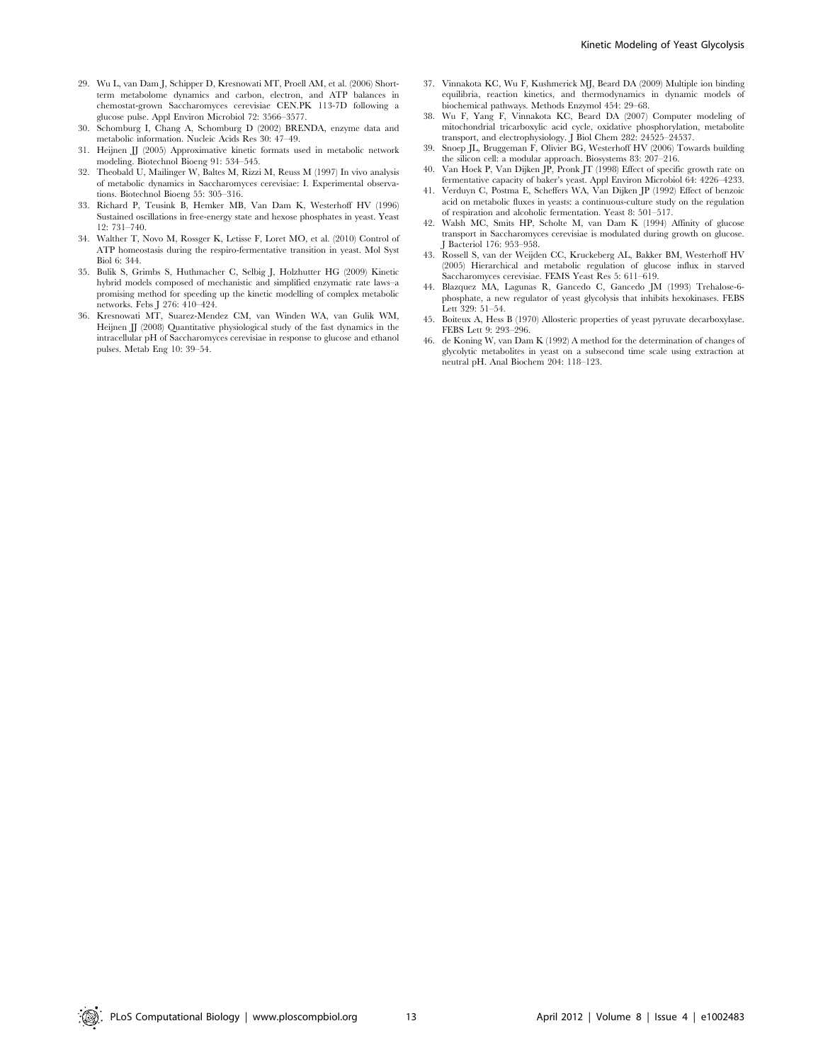29. Wu L, van Dam J, Schipper D, Kresnowati MT, Proell AM, et al. (2006) Short-term metabolome dynamics and carbon, electron, and ATP balances in chemostat-grown Saccharomyces cerevisiae CEN.PK 113-7D following a glucose pulse. Appl Environ Microbiol 72: 3566–3577.
30. Schomburg I, Chang A, Schomburg D (2002) BRENDA, enzyme data and metabolic information. Nucleic Acids Res 30: 47–49.
31. Heijnen JJ (2005) Approximative kinetic formats used in metabolic network modeling. Biotechnol Bioeng 91: 534–545.
32. Theobald U, Mailinger W, Baltes M, Rizzi M, Reuss M (1997) In vivo analysis of metabolic dynamics in Saccharomyces cerevisiae: I. Experimental observations. Biotechnol Bioeng 55: 305–316.
33. Richard P, Teusink B, Hemker MB, Van Dam K, Westerhoff HV (1996) Sustained oscillations in free-energy state and hexose phosphates in yeast. Yeast 12: 731–740.
34. Walther T, Novo M, Rossger K, Letisse F, Loret MO, et al. (2010) Control of ATP homeostasis during the respiro-fermentative transition in yeast. Mol Syst Biol 6: 344.
35. Bulik S, Grimbs S, Huthmacher C, Selbig J, Holzhutter HG (2009) Kinetic hybrid models composed of mechanistic and simplified enzymatic rate laws–a promising method for speeding up the kinetic modelling of complex metabolic networks. Febs J 276: 410–424.
36. Kresnowati MT, Suarez-Mendez CM, van Winden WA, van Gulik WM, Heijnen JJ (2008) Quantitative physiological study of the fast dynamics in the intracellular pH of Saccharomyces cerevisiae in response to glucose and ethanol pulses. Metab Eng 10: 39–54.
37. Vinnakota KC, Wu F, Kushmerick MJ, Beard DA (2009) Multiple ion binding equilibria, reaction kinetics, and thermodynamics in dynamic models of biochemical pathways. Methods Enzymol 454: 29–68.
38. Wu F, Yang F, Vinnakota KC, Beard DA (2007) Computer modeling of mitochondrial tricarboxylic acid cycle, oxidative phosphorylation, metabolite transport, and electrophysiology. J Biol Chem 282: 24525–24537.
39. Snoep JL, Bruggeman F, Olivier BG, Westerhoff HV (2006) Towards building the silicon cell: a modular approach. Biosystems 83: 207–216.
40. Van Hoek P, Van Dijken JP, Pronk JT (1998) Effect of specific growth rate on fermentative capacity of baker's yeast. Appl Environ Microbiol 64: 4226–4233.
41. Verduyn C, Postma E, Scheffers WA, Van Dijken JP (1992) Effect of benzoic acid on metabolic fluxes in yeasts: a continuous-culture study on the regulation of respiration and alcoholic fermentation. Yeast 8: 501–517.
42. Walsh MC, Smits HP, Scholte M, van Dam K (1994) Affinity of glucose transport in Saccharomyces cerevisiae is modulated during growth on glucose. J Bacteriol 176: 953–958.
43. Rossell S, van der Weijden CC, Kruckeberg AL, Bakker BM, Westerhoff HV (2005) Hierarchical and metabolic regulation of glucose influx in starved Saccharomyces cerevisiae. FEMS Yeast Res 5: 611–619.
44. Blazquez MA, Lagunas R, Gancedo C, Gancedo JM (1993) Trehalose-6-phosphate, a new regulator of yeast glycolysis that inhibits hexokinases. FEBS Lett 329: 51–54.
45. Boiteux A, Hess B (1970) Allosteric properties of yeast pyruvate decarboxylase. FEBS Lett 9: 293–296.
46. de Koning W, van Dam K (1992) A method for the determination of changes of glycolytic metabolites in yeast on a subsecond time scale using extraction at neutral pH. Anal Biochem 204: 118–123.